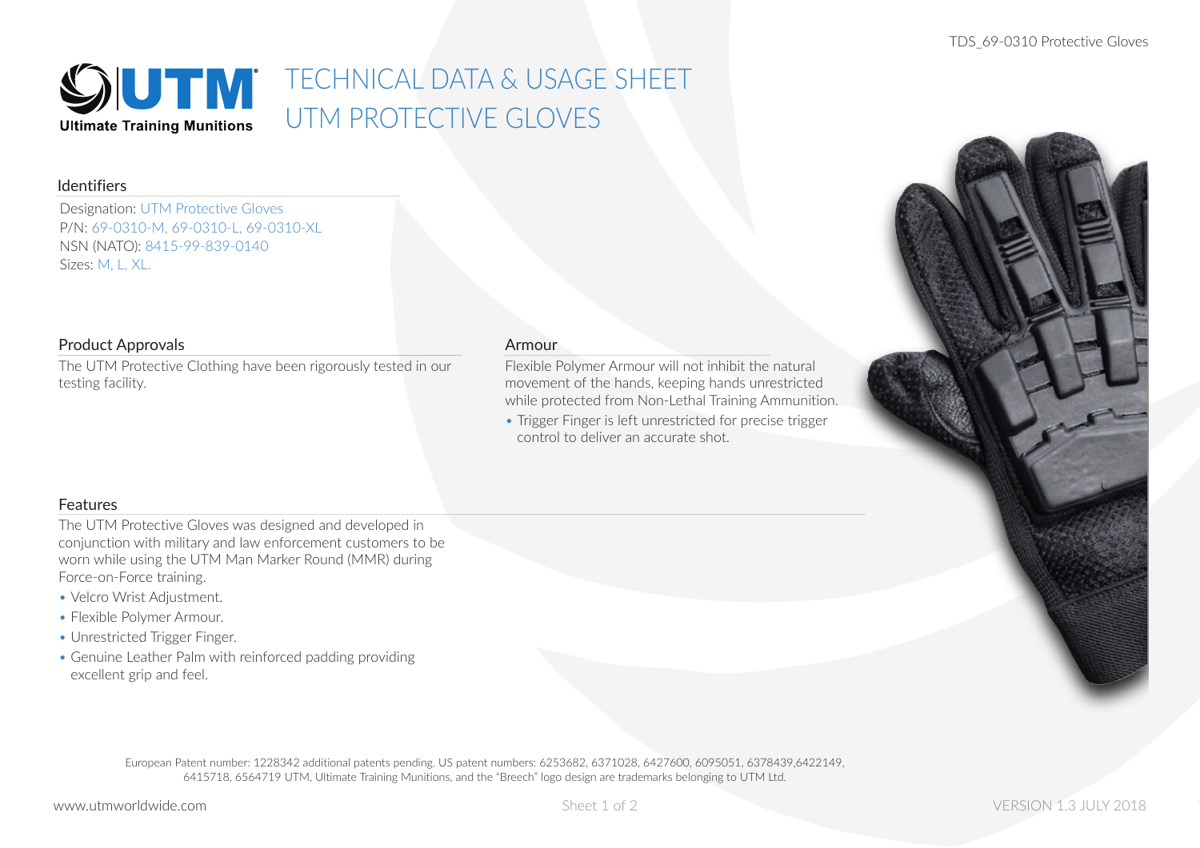# TECHNICAL DATA & USAGE SHEET
# UTM PROTECTIVE GLOVES

## Identifiers

Designation: UTM Protective Gloves
P/N: 69-0310-M, 69-0310-L, 69-0310-XL
NSN (NATO): 8415-99-839-0140
Sizes: M, L, XL.

## Product Approvals

The UTM Protective Clothing have been rigorously tested in our testing facility.

## Armour

Flexible Polymer Armour will not inhibit the natural movement of the hands, keeping hands unrestricted while protected from Non-Lethal Training Ammunition.

- Trigger Finger is left unrestricted for precise trigger control to deliver an accurate shot.

## Features

The UTM Protective Gloves was designed and developed in conjunction with military and law enforcement customers to be worn while using the UTM Man Marker Round (MMR) during Force-on-Force training.

- Velcro Wrist Adjustment.
- Flexible Polymer Armour.
- Unrestricted Trigger Finger.
- Genuine Leather Palm with reinforced padding providing excellent grip and feel.

European Patent number: 1228342 additional patents pending. US patent numbers: 6253682, 6371028, 6427600, 6095051, 6378439,6422149, 6415718, 6564719 UTM, Ultimate Training Munitions, and the "Breech" logo design are trademarks belonging to UTM Ltd.

www.utmworldwide.com

VERSION 1.3 JULY 2018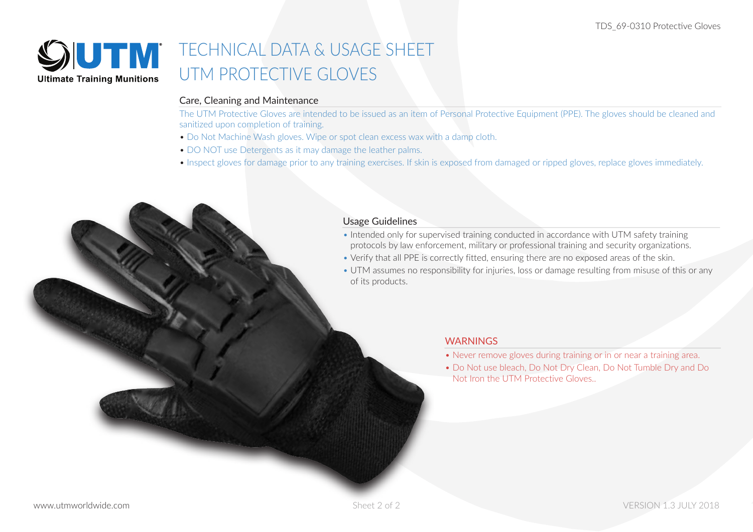# TECHNICAL DATA & USAGE SHEET
# UTM PROTECTIVE GLOVES

## Care, Cleaning and Maintenance

The UTM Protective Gloves are intended to be issued as an item of Personal Protective Equipment (PPE). The gloves should be cleaned and sanitized upon completion of training.

- Do Not Machine Wash gloves. Wipe or spot clean excess wax with a damp cloth.
- DO NOT use Detergents as it may damage the leather palms.
- Inspect gloves for damage prior to any training exercises. If skin is exposed from damaged or ripped gloves, replace gloves immediately.

## Usage Guidelines

- Intended only for supervised training conducted in accordance with UTM safety training protocols by law enforcement, military or professional training and security organizations.
- Verify that all PPE is correctly fitted, ensuring there are no exposed areas of the skin.
- UTM assumes no responsibility for injuries, loss or damage resulting from misuse of this or any of its products.

## WARNINGS

- Never remove gloves during training or in or near a training area.
- Do Not use bleach, Do Not Dry Clean, Do Not Tumble Dry and Do Not Iron the UTM Protective Gloves..

www.utmworldwide.com

VERSION 1.3 JULY 2018